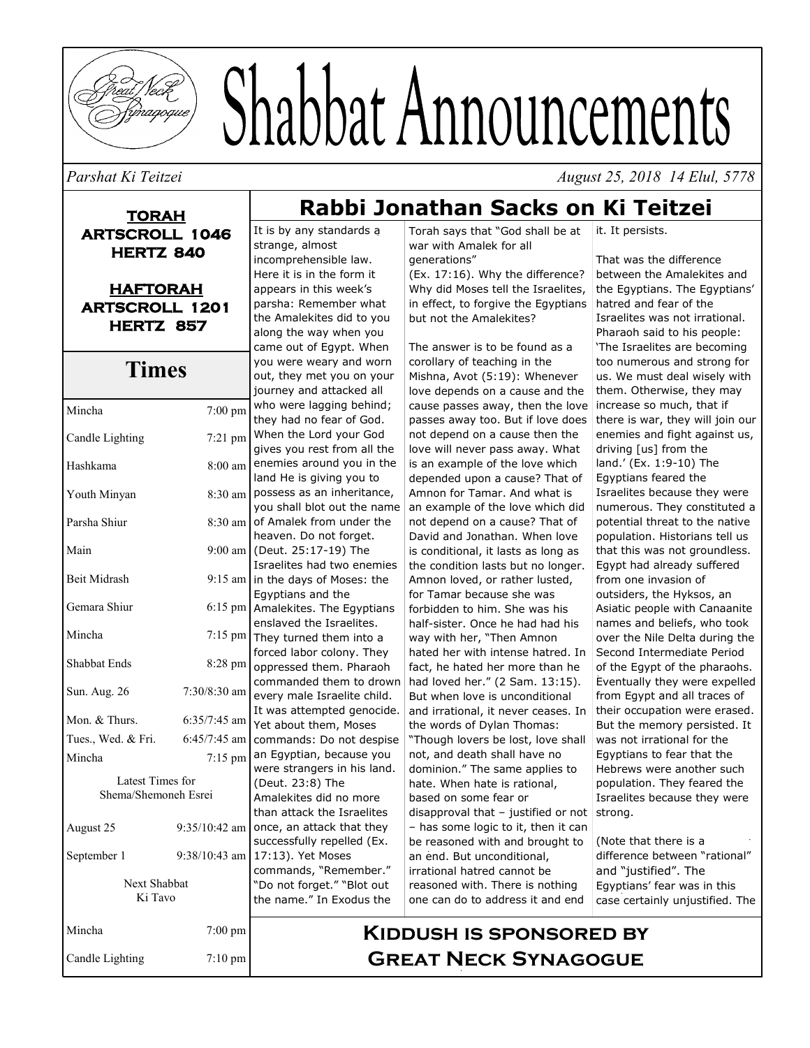# Shabbat Announcements

*Parshat Ki Teitzei* *August 25, 2018 14 Elul, 5778*

**TORAH**
**ARTSCROLL 1046**
**HERTZ 840**

**HAFTORAH**
**ARTSCROLL 1201**
**HERTZ 857**

## Times

| | |
|---|---|
| Mincha | 7:00 pm |
| Candle Lighting | 7:21 pm |
| Hashkama | 8:00 am |
| Youth Minyan | 8:30 am |
| Parsha Shiur | 8:30 am |
| Main | 9:00 am |
| Beit Midrash | 9:15 am |
| Gemara Shiur | 6:15 pm |
| Mincha | 7:15 pm |
| Shabbat Ends | 8:28 pm |
| Sun. Aug. 26 | 7:30/8:30 am |
| Mon. & Thurs. | 6:35/7:45 am |
| Tues., Wed. & Fri. | 6:45/7:45 am |
| Mincha | 7:15 pm |

Latest Times for Shema/Shemoneh Esrei

| | |
|---|---|
| August 25 | 9:35/10:42 am |
| September 1 | 9:38/10:43 am |

Next Shabbat
Ki Tavo

| | |
|---|---|
| Mincha | 7:00 pm |
| Candle Lighting | 7:10 pm |

## Rabbi Jonathan Sacks on Ki Teitzei

It is by any standards a strange, almost incomprehensible law. Here it is in the form it appears in this week's parsha: Remember what the Amalekites did to you along the way when you came out of Egypt. When you were weary and worn out, they met you on your journey and attacked all who were lagging behind; they had no fear of God. When the Lord your God gives you rest from all the enemies around you in the land He is giving you to possess as an inheritance, you shall blot out the name of Amalek from under the heaven. Do not forget. (Deut. 25:17-19) The Israelites had two enemies in the days of Moses: the Egyptians and the Amalekites. The Egyptians enslaved the Israelites. They turned them into a forced labor colony. They oppressed them. Pharaoh commanded them to drown every male Israelite child. It was attempted genocide. Yet about them, Moses commands: Do not despise an Egyptian, because you were strangers in his land. (Deut. 23:8) The Amalekites did no more than attack the Israelites once, an attack that they successfully repelled (Ex. 17:13). Yet Moses commands, "Remember." "Do not forget." "Blot out the name." In Exodus the Torah says that "God shall be at war with Amalek for all generations" (Ex. 17:16). Why the difference? Why did Moses tell the Israelites, in effect, to forgive the Egyptians but not the Amalekites?

The answer is to be found as a corollary of teaching in the Mishna, Avot (5:19): Whenever love depends on a cause and the cause passes away, then the love passes away too. But if love does not depend on a cause then the love will never pass away. What is an example of the love which depended upon a cause? That of Amnon for Tamar. And what is an example of the love which did not depend on a cause? That of David and Jonathan. When love is conditional, it lasts as long as the condition lasts but no longer. Amnon loved, or rather lusted, for Tamar because she was forbidden to him. She was his half-sister. Once he had had his way with her, "Then Amnon hated her with intense hatred. In fact, he hated her more than he had loved her." (2 Sam. 13:15). But when love is unconditional and irrational, it never ceases. In the words of Dylan Thomas: "Though lovers be lost, love shall not, and death shall have no dominion." The same applies to hate. When hate is rational, based on some fear or disapproval that – justified or not – has some logic to it, then it can be reasoned with and brought to an end. But unconditional, irrational hatred cannot be reasoned with. There is nothing one can do to address it and end it. It persists.

That was the difference between the Amalekites and the Egyptians. The Egyptians' hatred and fear of the Israelites was not irrational. Pharaoh said to his people: 'The Israelites are becoming too numerous and strong for us. We must deal wisely with them. Otherwise, they may increase so much, that if there is war, they will join our enemies and fight against us, driving [us] from the land.' (Ex. 1:9-10) The Egyptians feared the Israelites because they were numerous. They constituted a potential threat to the native population. Historians tell us that this was not groundless. Egypt had already suffered from one invasion of outsiders, the Hyksos, an Asiatic people with Canaanite names and beliefs, who took over the Nile Delta during the Second Intermediate Period of the Egypt of the pharaohs. Eventually they were expelled from Egypt and all traces of their occupation were erased. But the memory persisted. It was not irrational for the Egyptians to fear that the Hebrews were another such population. They feared the Israelites because they were strong.

(Note that there is a difference between "rational" and "justified". The Egyptians' fear was in this case certainly unjustified. The

**Kiddush is sponsored by Great Neck Synagogue**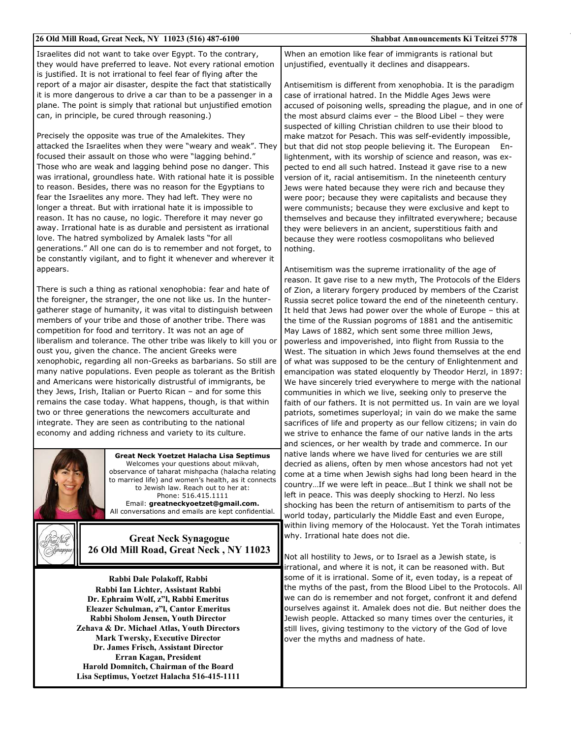Israelites did not want to take over Egypt. To the contrary, they would have preferred to leave. Not every rational emotion is justified. It is not irrational to feel fear of flying after the report of a major air disaster, despite the fact that statistically it is more dangerous to drive a car than to be a passenger in a plane. The point is simply that rational but unjustified emotion can, in principle, be cured through reasoning.)

Precisely the opposite was true of the Amalekites. They attacked the Israelites when they were "weary and weak". They focused their assault on those who were "lagging behind." Those who are weak and lagging behind pose no danger. This was irrational, groundless hate. With rational hate it is possible to reason. Besides, there was no reason for the Egyptians to fear the Israelites any more. They had left. They were no longer a threat. But with irrational hate it is impossible to reason. It has no cause, no logic. Therefore it may never go away. Irrational hate is as durable and persistent as irrational love. The hatred symbolized by Amalek lasts "for all generations." All one can do is to remember and not forget, to be constantly vigilant, and to fight it whenever and wherever it appears.

There is such a thing as rational xenophobia: fear and hate of the foreigner, the stranger, the one not like us. In the hunter-gatherer stage of humanity, it was vital to distinguish between members of your tribe and those of another tribe. There was competition for food and territory. It was not an age of liberalism and tolerance. The other tribe was likely to kill you or oust you, given the chance. The ancient Greeks were xenophobic, regarding all non-Greeks as barbarians. So still are many native populations. Even people as tolerant as the British and Americans were historically distrustful of immigrants, be they Jews, Irish, Italian or Puerto Rican – and for some this remains the case today. What happens, though, is that within two or three generations the newcomers acculturate and integrate. They are seen as contributing to the national economy and adding richness and variety to its culture.

When an emotion like fear of immigrants is rational but unjustified, eventually it declines and disappears.

Antisemitism is different from xenophobia. It is the paradigm case of irrational hatred. In the Middle Ages Jews were accused of poisoning wells, spreading the plague, and in one of the most absurd claims ever – the Blood Libel – they were suspected of killing Christian children to use their blood to make matzot for Pesach. This was self-evidently impossible, but that did not stop people believing it. The European Enlightenment, with its worship of science and reason, was expected to end all such hatred. Instead it gave rise to a new version of it, racial antisemitism. In the nineteenth century Jews were hated because they were rich and because they were poor; because they were capitalists and because they were communists; because they were exclusive and kept to themselves and because they infiltrated everywhere; because they were believers in an ancient, superstitious faith and because they were rootless cosmopolitans who believed nothing.

Antisemitism was the supreme irrationality of the age of reason. It gave rise to a new myth, The Protocols of the Elders of Zion, a literary forgery produced by members of the Czarist Russia secret police toward the end of the nineteenth century. It held that Jews had power over the whole of Europe – this at the time of the Russian pogroms of 1881 and the antisemitic May Laws of 1882, which sent some three million Jews, powerless and impoverished, into flight from Russia to the West. The situation in which Jews found themselves at the end of what was supposed to be the century of Enlightenment and emancipation was stated eloquently by Theodor Herzl, in 1897: We have sincerely tried everywhere to merge with the national communities in which we live, seeking only to preserve the faith of our fathers. It is not permitted us. In vain are we loyal patriots, sometimes superloyal; in vain do we make the same sacrifices of life and property as our fellow citizens; in vain do we strive to enhance the fame of our native lands in the arts and sciences, or her wealth by trade and commerce. In our native lands where we have lived for centuries we are still decried as aliens, often by men whose ancestors had not yet come at a time when Jewish sighs had long been heard in the country…If we were left in peace…But I think we shall not be left in peace. This was deeply shocking to Herzl. No less shocking has been the return of antisemitism to parts of the world today, particularly the Middle East and even Europe, within living memory of the Holocaust. Yet the Torah intimates why. Irrational hate does not die.

Not all hostility to Jews, or to Israel as a Jewish state, is irrational, and where it is not, it can be reasoned with. But some of it is irrational. Some of it, even today, is a repeat of the myths of the past, from the Blood Libel to the Protocols. All we can do is remember and not forget, confront it and defend ourselves against it. Amalek does not die. But neither does the Jewish people. Attacked so many times over the centuries, it still lives, giving testimony to the victory of the God of love over the myths and madness of hate.

**Great Neck Yoetzet Halacha Lisa Septimus**
Welcomes your questions about mikvah, observance of taharat mishpacha (halacha relating to married life) and women's health, as it connects to Jewish law. Reach out to her at:
Phone: 516.415.1111
Email: **greatneckyoetzet@gmail.com.**
All conversations and emails are kept confidential.

**Great Neck Synagogue**
**26 Old Mill Road, Great Neck , NY 11023**

**Rabbi Dale Polakoff, Rabbi**
**Rabbi Ian Lichter, Assistant Rabbi**
**Dr. Ephraim Wolf, z"l, Rabbi Emeritus**
**Eleazer Schulman, z"l, Cantor Emeritus**
**Rabbi Sholom Jensen, Youth Director**
**Zehava & Dr. Michael Atlas, Youth Directors**
**Mark Twersky, Executive Director**
**Dr. James Frisch, Assistant Director**
**Erran Kagan, President**
**Harold Domnitch, Chairman of the Board**
**Lisa Septimus, Yoetzet Halacha 516-415-1111**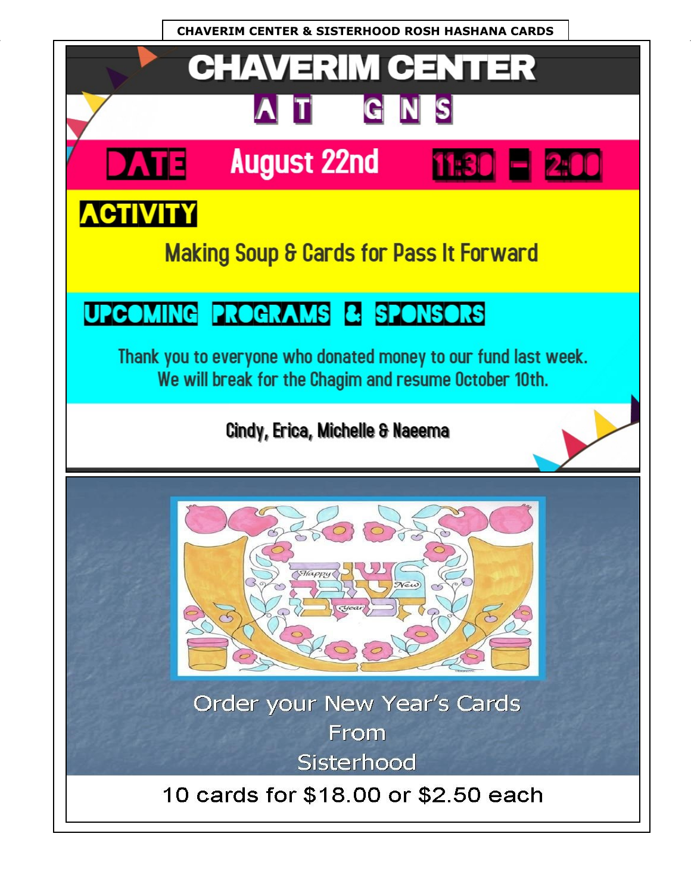**CHAVERIM CENTER & SISTERHOOD ROSH HASHANA CARDS**

# CHAVERIM CENTER

## AT GNS

**DATE** August 22nd 11:30 – 2:00

**ACTIVITY**

Making Soup & Cards for Pass It Forward

**UPCOMING PROGRAMS & SPONSORS**

Thank you to everyone who donated money to our fund last week.
We will break for the Chagim and resume October 10th.

Cindy, Erica, Michelle & Naeema

Happy New Year

שנה טובה

Order your New Year's Cards
From
Sisterhood

10 cards for $18.00 or $2.50 each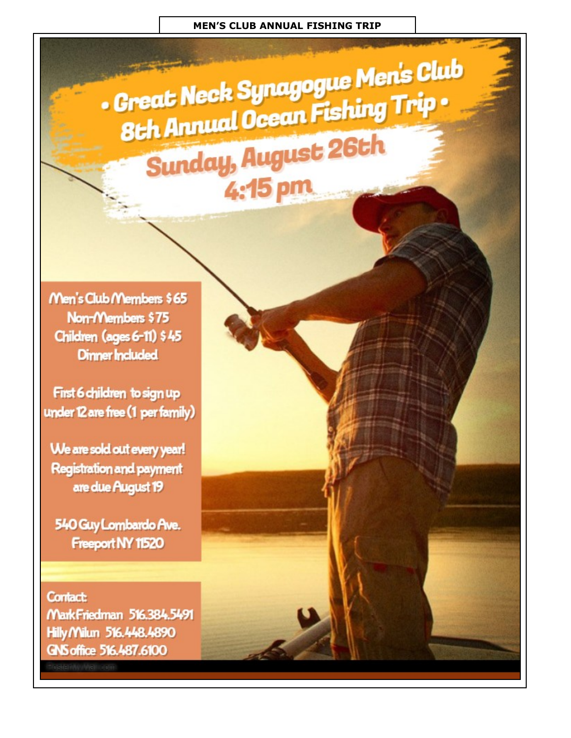**MEN'S CLUB ANNUAL FISHING TRIP**

# • Great Neck Synagogue Men's Club 8th Annual Ocean Fishing Trip •

## Sunday, August 26th
## 4:15 pm

Men's Club Members $65
Non-Members $75
Children (ages 6-11) $45
Dinner Included

First 6 children to sign up under 12 are free (1 per family)

We are sold out every year! Registration and payment are due August 19

540 Guy Lombardo Ave.
Freeport NY 11520

Contact:
Mark Friedman 516.384.5491
Hilly Milun 516.448.4890
GNS office 516.487.6100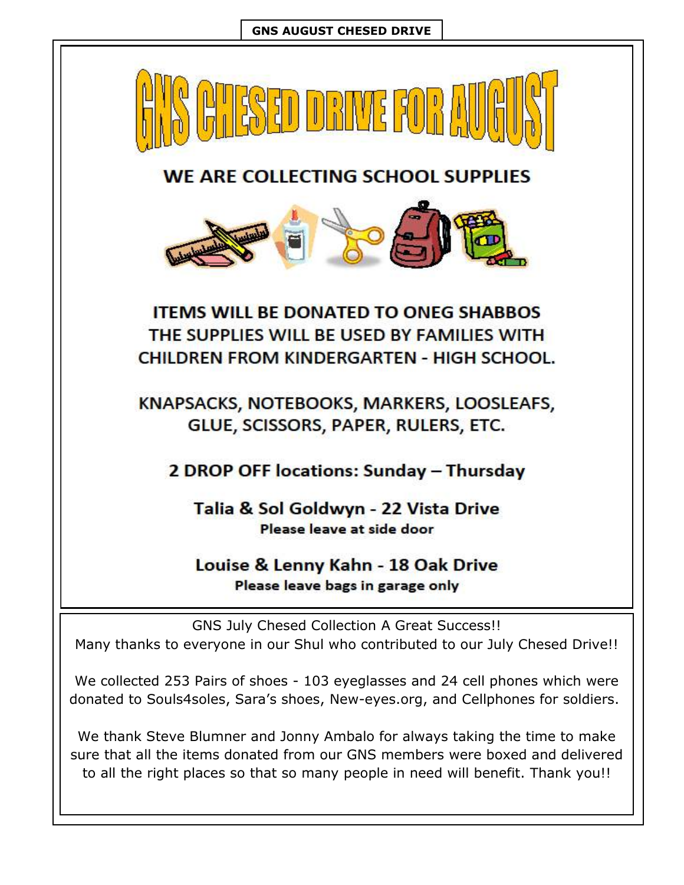**GNS AUGUST CHESED DRIVE**

# GNS CHESED DRIVE FOR AUGUST

## WE ARE COLLECTING SCHOOL SUPPLIES

**ITEMS WILL BE DONATED TO ONEG SHABBOS THE SUPPLIES WILL BE USED BY FAMILIES WITH CHILDREN FROM KINDERGARTEN - HIGH SCHOOL.**

**KNAPSACKS, NOTEBOOKS, MARKERS, LOOSLEAFS, GLUE, SCISSORS, PAPER, RULERS, ETC.**

**2 DROP OFF locations: Sunday – Thursday**

**Talia & Sol Goldwyn - 22 Vista Drive**
**Please leave at side door**

**Louise & Lenny Kahn - 18 Oak Drive**
**Please leave bags in garage only**

---

GNS July Chesed Collection A Great Success!!
Many thanks to everyone in our Shul who contributed to our July Chesed Drive!!

We collected 253 Pairs of shoes - 103 eyeglasses and 24 cell phones which were donated to Souls4soles, Sara's shoes, New-eyes.org, and Cellphones for soldiers.

We thank Steve Blumner and Jonny Ambalo for always taking the time to make sure that all the items donated from our GNS members were boxed and delivered to all the right places so that so many people in need will benefit. Thank you!!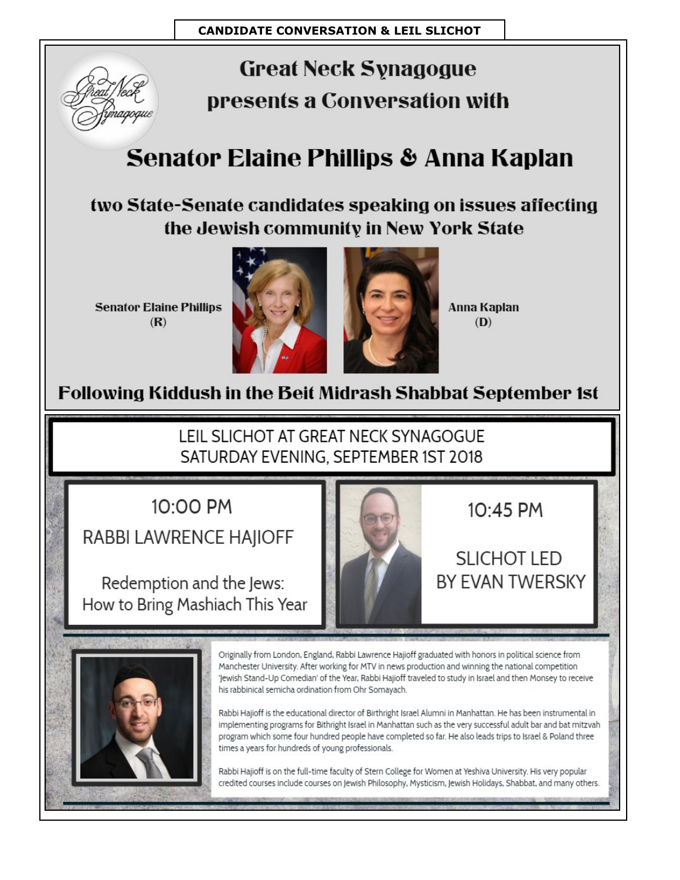# CANDIDATE CONVERSATION & LEIL SLICHOT

## Great Neck Synagogue presents a Conversation with

# Senator Elaine Phillips & Anna Kaplan

### two State-Senate candidates speaking on issues affecting the Jewish community in New York State

**Senator Elaine Phillips (R)**

**Anna Kaplan (D)**

### Following Kiddush in the Beit Midrash Shabbat September 1st

---

## LEIL SLICHOT AT GREAT NECK SYNAGOGUE SATURDAY EVENING, SEPTEMBER 1ST 2018

**10:00 PM**

**RABBI LAWRENCE HAJIOFF**

Redemption and the Jews: How to Bring Mashiach This Year

**10:45 PM**

**SLICHOT LED BY EVAN TWERSKY**

Originally from London, England, Rabbi Lawrence Hajioff graduated with honors in political science from Manchester University. After working for MTV in news production and winning the national competition 'Jewish Stand-Up Comedian' of the Year, Rabbi Hajioff traveled to study in Israel and then Monsey to receive his rabbinical semicha ordination from Ohr Somayach.

Rabbi Hajioff is the educational director of Birthright Israel Alumni in Manhattan. He has been instrumental in implementing programs for Bithright Israel in Manhattan such as the very successful adult bar and bat mitzvah program which some four hundred people have completed so far. He also leads trips to Israel & Poland three times a years for hundreds of young professionals.

Rabbi Hajioff is on the full-time faculty of Stern College for Women at Yeshiva University. His very popular credited courses include courses on Jewish Philosophy, Mysticism, Jewish Holidays, Shabbat, and many others.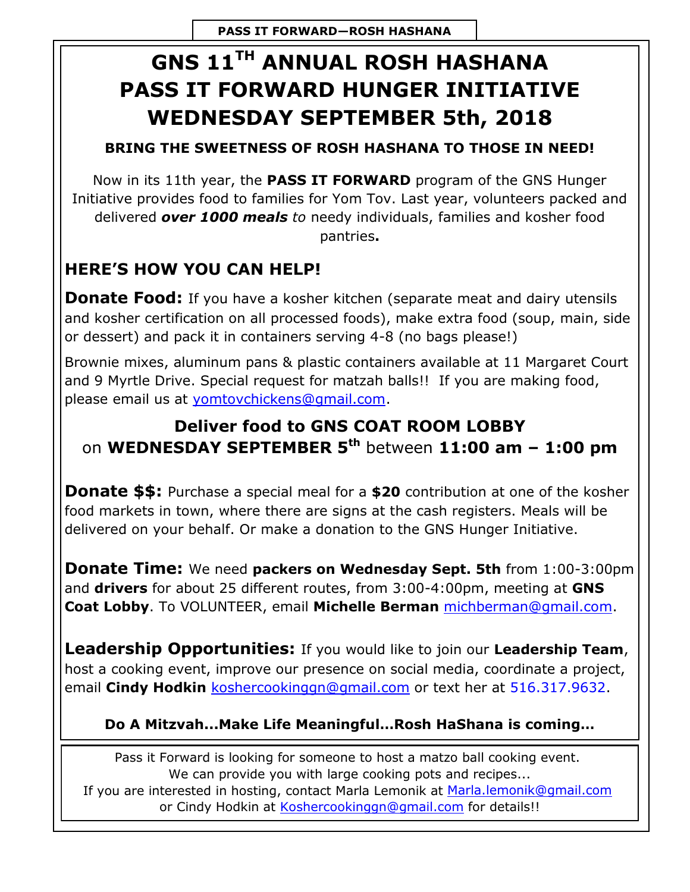PASS IT FORWARD—ROSH HASHANA

# GNS 11TH ANNUAL ROSH HASHANA PASS IT FORWARD HUNGER INITIATIVE WEDNESDAY SEPTEMBER 5th, 2018

**BRING THE SWEETNESS OF ROSH HASHANA TO THOSE IN NEED!**

Now in its 11th year, the **PASS IT FORWARD** program of the GNS Hunger Initiative provides food to families for Yom Tov. Last year, volunteers packed and delivered ***over 1000 meals*** *to* needy individuals, families and kosher food pantries**.**

## HERE'S HOW YOU CAN HELP!

**Donate Food:** If you have a kosher kitchen (separate meat and dairy utensils and kosher certification on all processed foods), make extra food (soup, main, side or dessert) and pack it in containers serving 4-8 (no bags please!)

Brownie mixes, aluminum pans & plastic containers available at 11 Margaret Court and 9 Myrtle Drive. Special request for matzah balls!! If you are making food, please email us at yomtovchickens@gmail.com.

**Deliver food to GNS COAT ROOM LOBBY**
on **WEDNESDAY SEPTEMBER 5th** between **11:00 am – 1:00 pm**

**Donate $$:** Purchase a special meal for a **$20** contribution at one of the kosher food markets in town, where there are signs at the cash registers. Meals will be delivered on your behalf. Or make a donation to the GNS Hunger Initiative.

**Donate Time:** We need **packers on Wednesday Sept. 5th** from 1:00-3:00pm and **drivers** for about 25 different routes, from 3:00-4:00pm, meeting at **GNS Coat Lobby**. To VOLUNTEER, email **Michelle Berman** michberman@gmail.com.

**Leadership Opportunities:** If you would like to join our **Leadership Team**, host a cooking event, improve our presence on social media, coordinate a project, email **Cindy Hodkin** koshercookinggn@gmail.com or text her at 516.317.9632.

**Do A Mitzvah…Make Life Meaningful…Rosh HaShana is coming…**

Pass it Forward is looking for someone to host a matzo ball cooking event.
We can provide you with large cooking pots and recipes...
If you are interested in hosting, contact Marla Lemonik at Marla.lemonik@gmail.com or Cindy Hodkin at Koshercookinggn@gmail.com for details!!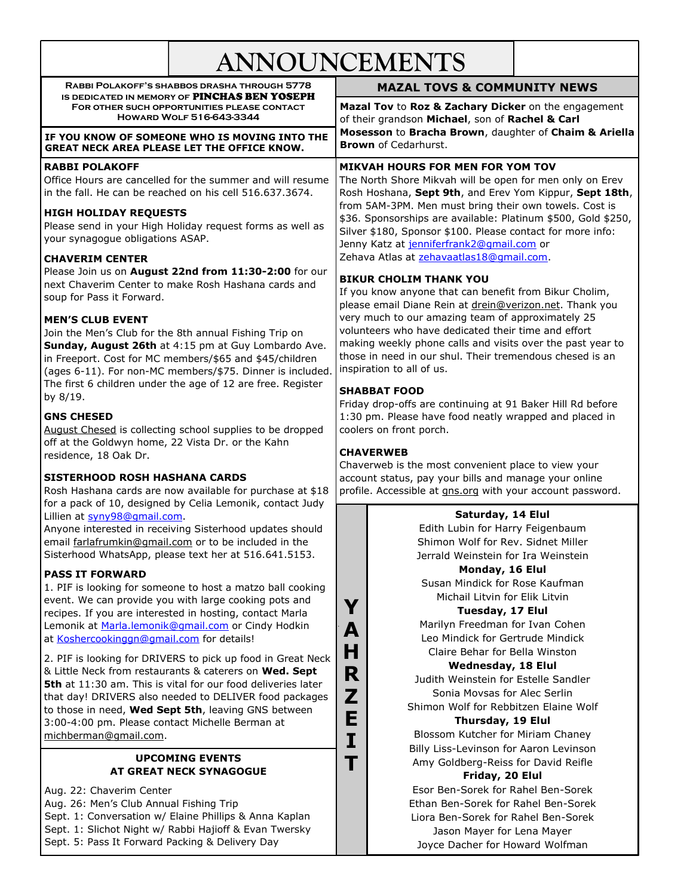# ANNOUNCEMENTS

**RABBI POLAKOFF'S SHABBOS DRASHA THROUGH 5778 IS DEDICATED IN MEMORY OF PINCHAS BEN YOSEPH**
**FOR OTHER SUCH OPPORTUNITIES PLEASE CONTACT HOWARD WOLF 516-643-3344**

**IF YOU KNOW OF SOMEONE WHO IS MOVING INTO THE GREAT NECK AREA PLEASE LET THE OFFICE KNOW.**

### RABBI POLAKOFF

Office Hours are cancelled for the summer and will resume in the fall. He can be reached on his cell 516.637.3674.

### HIGH HOLIDAY REQUESTS

Please send in your High Holiday request forms as well as your synagogue obligations ASAP.

### CHAVERIM CENTER

Please Join us on **August 22nd from 11:30-2:00** for our next Chaverim Center to make Rosh Hashana cards and soup for Pass it Forward.

### MEN'S CLUB EVENT

Join the Men's Club for the 8th annual Fishing Trip on **Sunday, August 26th** at 4:15 pm at Guy Lombardo Ave. in Freeport. Cost for MC members/$65 and $45/children (ages 6-11). For non-MC members/$75. Dinner is included. The first 6 children under the age of 12 are free. Register by 8/19.

### GNS CHESED

August Chesed is collecting school supplies to be dropped off at the Goldwyn home, 22 Vista Dr. or the Kahn residence, 18 Oak Dr.

### SISTERHOOD ROSH HASHANA CARDS

Rosh Hashana cards are now available for purchase at $18 for a pack of 10, designed by Celia Lemonik, contact Judy Lillien at syny98@gmail.com.
Anyone interested in receiving Sisterhood updates should email farlafrumkin@gmail.com or to be included in the Sisterhood WhatsApp, please text her at 516.641.5153.

### PASS IT FORWARD

1. PIF is looking for someone to host a matzo ball cooking event. We can provide you with large cooking pots and recipes. If you are interested in hosting, contact Marla Lemonik at Marla.lemonik@gmail.com or Cindy Hodkin at Koshercookinggn@gmail.com for details!

2. PIF is looking for DRIVERS to pick up food in Great Neck & Little Neck from restaurants & caterers on **Wed. Sept 5th** at 11:30 am. This is vital for our food deliveries later that day! DRIVERS also needed to DELIVER food packages to those in need, **Wed Sept 5th**, leaving GNS between 3:00-4:00 pm. Please contact Michelle Berman at michberman@gmail.com.

### UPCOMING EVENTS AT GREAT NECK SYNAGOGUE

Aug. 22: Chaverim Center
Aug. 26: Men's Club Annual Fishing Trip
Sept. 1: Conversation w/ Elaine Phillips & Anna Kaplan
Sept. 1: Slichot Night w/ Rabbi Hajioff & Evan Twersky
Sept. 5: Pass It Forward Packing & Delivery Day

## MAZAL TOVS & COMMUNITY NEWS

**Mazal Tov** to **Roz & Zachary Dicker** on the engagement of their grandson **Michael**, son of **Rachel & Carl Mosesson** to **Bracha Brown**, daughter of **Chaim & Ariella Brown** of Cedarhurst.

### MIKVAH HOURS FOR MEN FOR YOM TOV

The North Shore Mikvah will be open for men only on Erev Rosh Hoshana, **Sept 9th**, and Erev Yom Kippur, **Sept 18th**, from 5AM-3PM. Men must bring their own towels. Cost is $36. Sponsorships are available: Platinum $500, Gold $250, Silver $180, Sponsor $100. Please contact for more info: Jenny Katz at jenniferfrank2@gmail.com or Zehava Atlas at zehavaatlas18@gmail.com.

### BIKUR CHOLIM THANK YOU

If you know anyone that can benefit from Bikur Cholim, please email Diane Rein at drein@verizon.net. Thank you very much to our amazing team of approximately 25 volunteers who have dedicated their time and effort making weekly phone calls and visits over the past year to those in need in our shul. Their tremendous chesed is an inspiration to all of us.

### SHABBAT FOOD

Friday drop-offs are continuing at 91 Baker Hill Rd before 1:30 pm. Please have food neatly wrapped and placed in coolers on front porch.

### CHAVERWEB

Chaverweb is the most convenient place to view your account status, pay your bills and manage your online profile. Accessible at gns.org with your account password.

## YAHRZEIT

**Saturday, 14 Elul**
Edith Lubin for Harry Feigenbaum
Shimon Wolf for Rev. Sidnet Miller
Jerrald Weinstein for Ira Weinstein

**Monday, 16 Elul**
Susan Mindick for Rose Kaufman
Michail Litvin for Elik Litvin

**Tuesday, 17 Elul**
Marilyn Freedman for Ivan Cohen
Leo Mindick for Gertrude Mindick
Claire Behar for Bella Winston

**Wednesday, 18 Elul**
Judith Weinstein for Estelle Sandler
Sonia Movsas for Alec Serlin
Shimon Wolf for Rebbitzen Elaine Wolf

**Thursday, 19 Elul**
Blossom Kutcher for Miriam Chaney
Billy Liss-Levinson for Aaron Levinson
Amy Goldberg-Reiss for David Reifle

**Friday, 20 Elul**
Esor Ben-Sorek for Rahel Ben-Sorek
Ethan Ben-Sorek for Rahel Ben-Sorek
Liora Ben-Sorek for Rahel Ben-Sorek
Jason Mayer for Lena Mayer
Joyce Dacher for Howard Wolfman